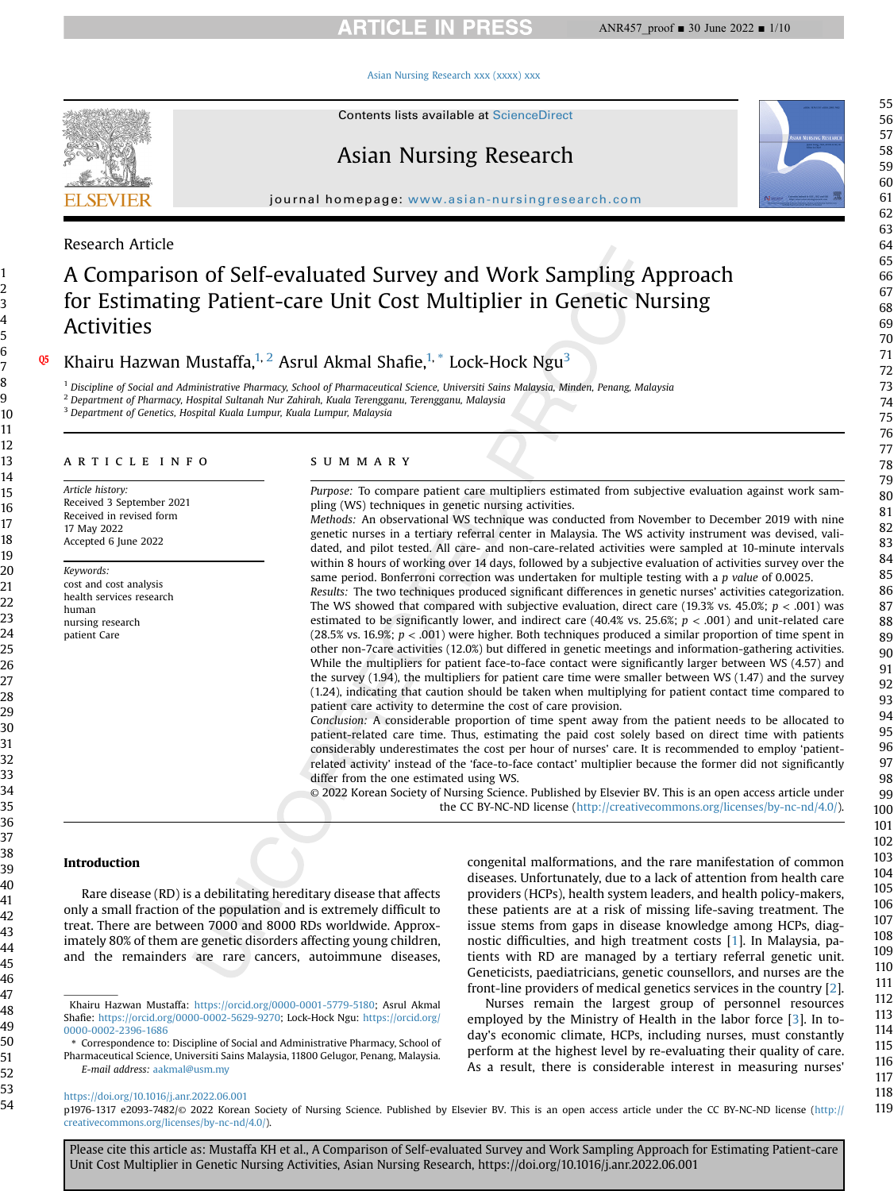Research Article

# A Comparison of Self-evaluated Survey and Work Sampling Approach for Estimating Patient-care Unit Cost Multiplier in Genetic Nursing Activities

Khairu Hazwan Mustaffa,[1,2] Asrul Akmal Shafie,[1,*] Lock-Hock Ngu[3]

[1] Discipline of Social and Administrative Pharmacy, School of Pharmaceutical Science, Universiti Sains Malaysia, Minden, Penang, Malaysia
[2] Department of Pharmacy, Hospital Sultanah Nur Zahirah, Kuala Terengganu, Terengganu, Malaysia
[3] Department of Genetics, Hospital Kuala Lumpur, Kuala Lumpur, Malaysia

## ARTICLE INFO

*Article history:*
Received 3 September 2021
Received in revised form
17 May 2022
Accepted 6 June 2022

*Keywords:*
cost and cost analysis
health services research
human
nursing research
patient Care

## SUMMARY

*Purpose:* To compare patient care multipliers estimated from subjective evaluation against work sampling (WS) techniques in genetic nursing activities.

*Methods:* An observational WS technique was conducted from November to December 2019 with nine genetic nurses in a tertiary referral center in Malaysia. The WS activity instrument was devised, validated, and pilot tested. All care- and non-care-related activities were sampled at 10-minute intervals within 8 hours of working over 14 days, followed by a subjective evaluation of activities survey over the same period. Bonferroni correction was undertaken for multiple testing with a *p value* of 0.0025.

*Results:* The two techniques produced significant differences in genetic nurses' activities categorization. The WS showed that compared with subjective evaluation, direct care (19.3% vs. 45.0%; $p < .001$) was estimated to be significantly lower, and indirect care (40.4% vs. 25.6%; $p < .001$) and unit-related care (28.5% vs. 16.9%; $p < .001$) were higher. Both techniques produced a similar proportion of time spent in other non-7care activities (12.0%) but differed in genetic meetings and information-gathering activities. While the multipliers for patient face-to-face contact were significantly larger between WS (4.57) and the survey (1.94), the multipliers for patient care time were smaller between WS (1.47) and the survey (1.24), indicating that caution should be taken when multiplying for patient contact time compared to patient care activity to determine the cost of care provision.

*Conclusion:* A considerable proportion of time spent away from the patient needs to be allocated to patient-related care time. Thus, estimating the paid cost solely based on direct time with patients considerably underestimates the cost per hour of nurses' care. It is recommended to employ 'patient-related activity' instead of the 'face-to-face contact' multiplier because the former did not significantly differ from the one estimated using WS.

© 2022 Korean Society of Nursing Science. Published by Elsevier BV. This is an open access article under the CC BY-NC-ND license (http://creativecommons.org/licenses/by-nc-nd/4.0/).

## Introduction

Rare disease (RD) is a debilitating hereditary disease that affects only a small fraction of the population and is extremely difficult to treat. There are between 7000 and 8000 RDs worldwide. Approximately 80% of them are genetic disorders affecting young children, and the remainders are rare cancers, autoimmune diseases, congenital malformations, and the rare manifestation of common diseases. Unfortunately, due to a lack of attention from health care providers (HCPs), health system leaders, and health policy-makers, these patients are at a risk of missing life-saving treatment. The issue stems from gaps in disease knowledge among HCPs, diagnostic difficulties, and high treatment costs [1]. In Malaysia, patients with RD are managed by a tertiary referral genetic unit. Geneticists, paediatricians, genetic counsellors, and nurses are the front-line providers of medical genetics services in the country [2].

Nurses remain the largest group of personnel resources employed by the Ministry of Health in the labor force [3]. In today's economic climate, HCPs, including nurses, must constantly perform at the highest level by re-evaluating their quality of care. As a result, there is considerable interest in measuring nurses'

---

Khairu Hazwan Mustaffa: https://orcid.org/0000-0001-5779-5180; Asrul Akmal Shafie: https://orcid.org/0000-0002-5629-9270; Lock-Hock Ngu: https://orcid.org/0000-0002-2396-1686

* Correspondence to: Discipline of Social and Administrative Pharmacy, School of Pharmaceutical Science, Universiti Sains Malaysia, 11800 Gelugor, Penang, Malaysia.
E-mail address: aakmal@usm.my

https://doi.org/10.1016/j.anr.2022.06.001
p1976-1317 e2093-7482/© 2022 Korean Society of Nursing Science. Published by Elsevier BV. This is an open access article under the CC BY-NC-ND license (http://creativecommons.org/licenses/by-nc-nd/4.0/).

Please cite this article as: Mustaffa KH et al., A Comparison of Self-evaluated Survey and Work Sampling Approach for Estimating Patient-care Unit Cost Multiplier in Genetic Nursing Activities, Asian Nursing Research, https://doi.org/10.1016/j.anr.2022.06.001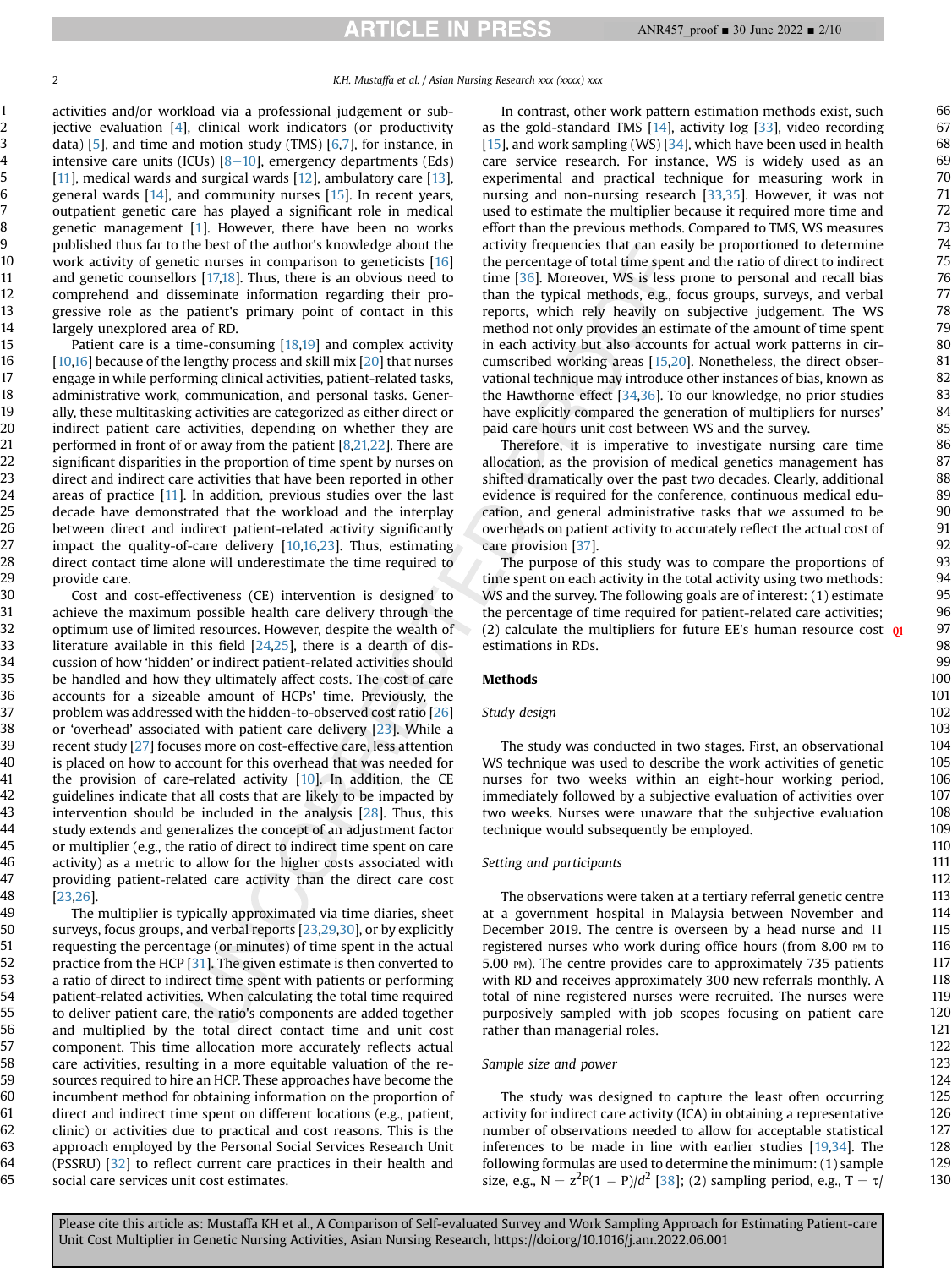activities and/or workload via a professional judgement or subjective evaluation [4], clinical work indicators (or productivity data) [5], and time and motion study (TMS) [6,7], for instance, in intensive care units (ICUs) [8–10], emergency departments (Eds) [11], medical wards and surgical wards [12], ambulatory care [13], general wards [14], and community nurses [15]. In recent years, outpatient genetic care has played a significant role in medical genetic management [1]. However, there have been no works published thus far to the best of the author's knowledge about the work activity of genetic nurses in comparison to geneticists [16] and genetic counsellors [17,18]. Thus, there is an obvious need to comprehend and disseminate information regarding their progressive role as the patient's primary point of contact in this largely unexplored area of RD.

Patient care is a time-consuming [18,19] and complex activity [10,16] because of the lengthy process and skill mix [20] that nurses engage in while performing clinical activities, patient-related tasks, administrative work, communication, and personal tasks. Generally, these multitasking activities are categorized as either direct or indirect patient care activities, depending on whether they are performed in front of or away from the patient [8,21,22]. There are significant disparities in the proportion of time spent by nurses on direct and indirect care activities that have been reported in other areas of practice [11]. In addition, previous studies over the last decade have demonstrated that the workload and the interplay between direct and indirect patient-related activity significantly impact the quality-of-care delivery [10,16,23]. Thus, estimating direct contact time alone will underestimate the time required to provide care.

Cost and cost-effectiveness (CE) intervention is designed to achieve the maximum possible health care delivery through the optimum use of limited resources. However, despite the wealth of literature available in this field [24,25], there is a dearth of discussion of how 'hidden' or indirect patient-related activities should be handled and how they ultimately affect costs. The cost of care accounts for a sizeable amount of HCPs' time. Previously, the problem was addressed with the hidden-to-observed cost ratio [26] or 'overhead' associated with patient care delivery [23]. While a recent study [27] focuses more on cost-effective care, less attention is placed on how to account for this overhead that was needed for the provision of care-related activity [10]. In addition, the CE guidelines indicate that all costs that are likely to be impacted by intervention should be included in the analysis [28]. Thus, this study extends and generalizes the concept of an adjustment factor or multiplier (e.g., the ratio of direct to indirect time spent on care activity) as a metric to allow for the higher costs associated with providing patient-related care activity than the direct care cost [23,26].

The multiplier is typically approximated via time diaries, sheet surveys, focus groups, and verbal reports [23,29,30], or by explicitly requesting the percentage (or minutes) of time spent in the actual practice from the HCP [31]. The given estimate is then converted to a ratio of direct to indirect time spent with patients or performing patient-related activities. When calculating the total time required to deliver patient care, the ratio's components are added together and multiplied by the total direct contact time and unit cost component. This time allocation more accurately reflects actual care activities, resulting in a more equitable valuation of the resources required to hire an HCP. These approaches have become the incumbent method for obtaining information on the proportion of direct and indirect time spent on different locations (e.g., patient, clinic) or activities due to practical and cost reasons. This is the approach employed by the Personal Social Services Research Unit (PSSRU) [32] to reflect current care practices in their health and social care services unit cost estimates.

In contrast, other work pattern estimation methods exist, such as the gold-standard TMS [14], activity log [33], video recording [15], and work sampling (WS) [34], which have been used in health care service research. For instance, WS is widely used as an experimental and practical technique for measuring work in nursing and non-nursing research [33,35]. However, it was not used to estimate the multiplier because it required more time and effort than the previous methods. Compared to TMS, WS measures activity frequencies that can easily be proportioned to determine the percentage of total time spent and the ratio of direct to indirect time [36]. Moreover, WS is less prone to personal and recall bias than the typical methods, e.g., focus groups, surveys, and verbal reports, which rely heavily on subjective judgement. The WS method not only provides an estimate of the amount of time spent in each activity but also accounts for actual work patterns in circumscribed working areas [15,20]. Nonetheless, the direct observational technique may introduce other instances of bias, known as the Hawthorne effect [34,36]. To our knowledge, no prior studies have explicitly compared the generation of multipliers for nurses' paid care hours unit cost between WS and the survey.

Therefore, it is imperative to investigate nursing care time allocation, as the provision of medical genetics management has shifted dramatically over the past two decades. Clearly, additional evidence is required for the conference, continuous medical education, and general administrative tasks that we assumed to be overheads on patient activity to accurately reflect the actual cost of care provision [37].

The purpose of this study was to compare the proportions of time spent on each activity in the total activity using two methods: WS and the survey. The following goals are of interest: (1) estimate the percentage of time required for patient-related care activities; (2) calculate the multipliers for future EE's human resource cost estimations in RDs.

## Methods

### Study design

The study was conducted in two stages. First, an observational WS technique was used to describe the work activities of genetic nurses for two weeks within an eight-hour working period, immediately followed by a subjective evaluation of activities over two weeks. Nurses were unaware that the subjective evaluation technique would subsequently be employed.

### Setting and participants

The observations were taken at a tertiary referral genetic centre at a government hospital in Malaysia between November and December 2019. The centre is overseen by a head nurse and 11 registered nurses who work during office hours (from 8.00 PM to 5.00 PM). The centre provides care to approximately 735 patients with RD and receives approximately 300 new referrals monthly. A total of nine registered nurses were recruited. The nurses were purposively sampled with job scopes focusing on patient care rather than managerial roles.

### Sample size and power

The study was designed to capture the least often occurring activity for indirect care activity (ICA) in obtaining a representative number of observations needed to allow for acceptable statistical inferences to be made in line with earlier studies [19,34]. The following formulas are used to determine the minimum: (1) sample size, e.g., $N = z^2P(1 - P)/d^2$ [38]; (2) sampling period, e.g., $T = \tau/$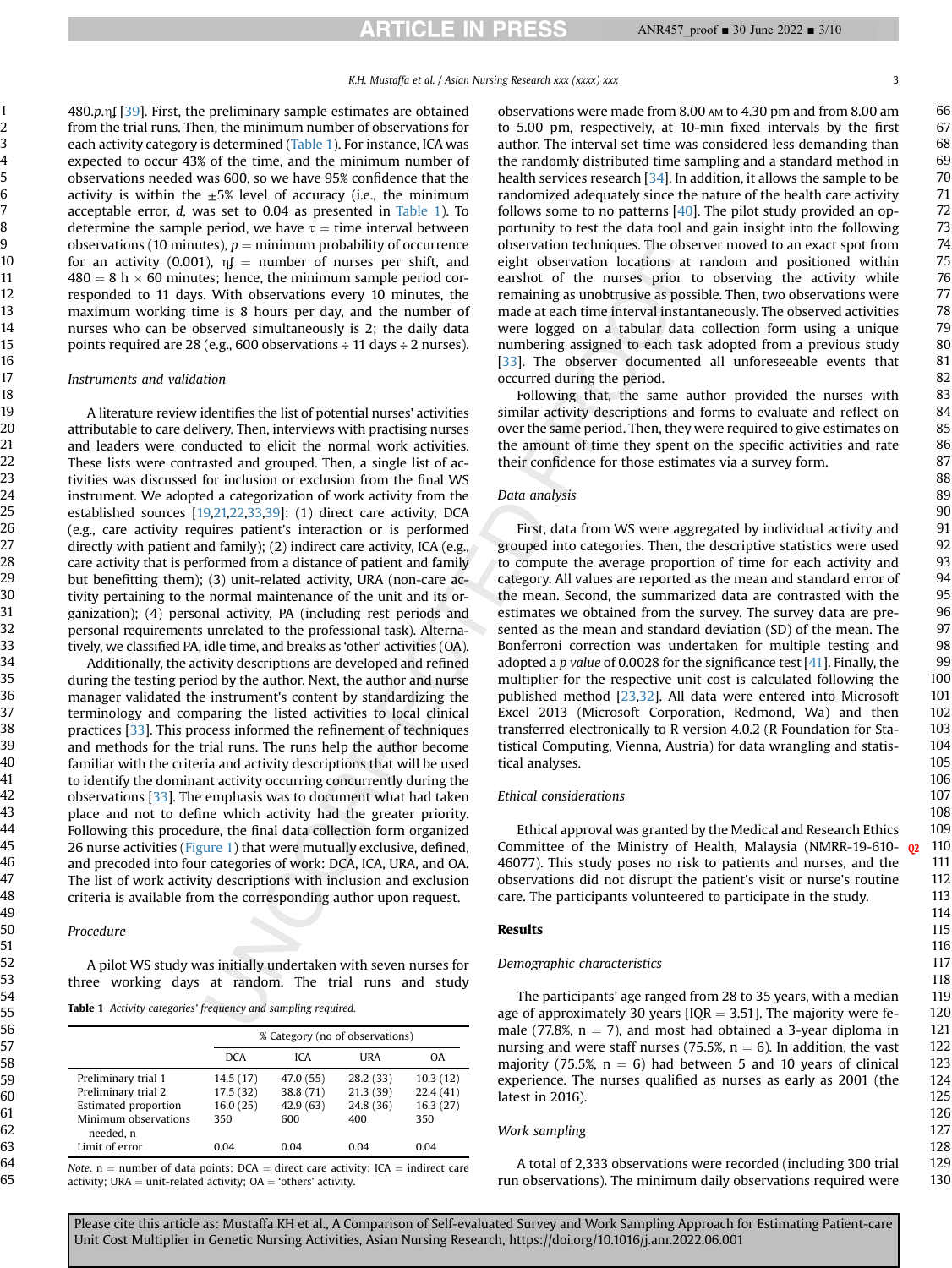480.p.ηʃ [39]. First, the preliminary sample estimates are obtained from the trial runs. Then, the minimum number of observations for each activity category is determined (Table 1). For instance, ICA was expected to occur 43% of the time, and the minimum number of observations needed was 600, so we have 95% confidence that the activity is within the ±5% level of accuracy (i.e., the minimum acceptable error, $d$, was set to 0.04 as presented in Table 1). To determine the sample period, we have τ = time interval between observations (10 minutes), $p$ = minimum probability of occurrence for an activity (0.001), ηʃ = number of nurses per shift, and 480 = 8 h × 60 minutes; hence, the minimum sample period corresponded to 11 days. With observations every 10 minutes, the maximum working time is 8 hours per day, and the number of nurses who can be observed simultaneously is 2; the daily data points required are 28 (e.g., 600 observations ÷ 11 days ÷ 2 nurses).

### Instruments and validation

A literature review identifies the list of potential nurses' activities attributable to care delivery. Then, interviews with practising nurses and leaders were conducted to elicit the normal work activities. These lists were contrasted and grouped. Then, a single list of activities was discussed for inclusion or exclusion from the final WS instrument. We adopted a categorization of work activity from the established sources [19,21,22,33,39]: (1) direct care activity, DCA (e.g., care activity requires patient's interaction or is performed directly with patient and family); (2) indirect care activity, ICA (e.g., care activity that is performed from a distance of patient and family but benefitting them); (3) unit-related activity, URA (non-care activity pertaining to the normal maintenance of the unit and its organization); (4) personal activity, PA (including rest periods and personal requirements unrelated to the professional task). Alternatively, we classified PA, idle time, and breaks as 'other' activities (OA).

Additionally, the activity descriptions are developed and refined during the testing period by the author. Next, the author and nurse manager validated the instrument's content by standardizing the terminology and comparing the listed activities to local clinical practices [33]. This process informed the refinement of techniques and methods for the trial runs. The runs help the author become familiar with the criteria and activity descriptions that will be used to identify the dominant activity occurring concurrently during the observations [33]. The emphasis was to document what had taken place and not to define which activity had the greater priority. Following this procedure, the final data collection form organized 26 nurse activities (Figure 1) that were mutually exclusive, defined, and precoded into four categories of work: DCA, ICA, URA, and OA. The list of work activity descriptions with inclusion and exclusion criteria is available from the corresponding author upon request.

### Procedure

A pilot WS study was initially undertaken with seven nurses for three working days at random. The trial runs and study observations were made from 8.00 AM to 4.30 pm and from 8.00 am to 5.00 pm, respectively, at 10-min fixed intervals by the first author. The interval set time was considered less demanding than the randomly distributed time sampling and a standard method in health services research [34]. In addition, it allows the sample to be randomized adequately since the nature of the health care activity follows some to no patterns [40]. The pilot study provided an opportunity to test the data tool and gain insight into the following observation techniques. The observer moved to an exact spot from eight observation locations at random and positioned within earshot of the nurses prior to observing the activity while remaining as unobtrusive as possible. Then, two observations were made at each time interval instantaneously. The observed activities were logged on a tabular data collection form using a unique numbering assigned to each task adopted from a previous study [33]. The observer documented all unforeseeable events that occurred during the period.

Following that, the same author provided the nurses with similar activity descriptions and forms to evaluate and reflect on over the same period. Then, they were required to give estimates on the amount of time they spent on the specific activities and rate their confidence for those estimates via a survey form.

**Table 1** *Activity categories' frequency and sampling required.*

| | % Category (no of observations) | | | |
|---|---|---|---|---|
| | DCA | ICA | URA | OA |
| Preliminary trial 1 | 14.5 (17) | 47.0 (55) | 28.2 (33) | 10.3 (12) |
| Preliminary trial 2 | 17.5 (32) | 38.8 (71) | 21.3 (39) | 22.4 (41) |
| Estimated proportion | 16.0 (25) | 42.9 (63) | 24.8 (36) | 16.3 (27) |
| Minimum observations needed, n | 350 | 600 | 400 | 350 |
| Limit of error | 0.04 | 0.04 | 0.04 | 0.04 |

*Note.* n = number of data points; DCA = direct care activity; ICA = indirect care activity; URA = unit-related activity; OA = 'others' activity.

### Data analysis

First, data from WS were aggregated by individual activity and grouped into categories. Then, the descriptive statistics were used to compute the average proportion of time for each activity and category. All values are reported as the mean and standard error of the mean. Second, the summarized data are contrasted with the estimates we obtained from the survey. The survey data are presented as the mean and standard deviation (SD) of the mean. The Bonferroni correction was undertaken for multiple testing and adopted a $p$ value of 0.0028 for the significance test [41]. Finally, the multiplier for the respective unit cost is calculated following the published method [23,32]. All data were entered into Microsoft Excel 2013 (Microsoft Corporation, Redmond, Wa) and then transferred electronically to R version 4.0.2 (R Foundation for Statistical Computing, Vienna, Austria) for data wrangling and statistical analyses.

### Ethical considerations

Ethical approval was granted by the Medical and Research Ethics Committee of the Ministry of Health, Malaysia (NMRR-19-610-46077). This study poses no risk to patients and nurses, and the observations did not disrupt the patient's visit or nurse's routine care. The participants volunteered to participate in the study.

## Results

### Demographic characteristics

The participants' age ranged from 28 to 35 years, with a median age of approximately 30 years [IQR = 3.51]. The majority were female (77.8%, n = 7), and most had obtained a 3-year diploma in nursing and were staff nurses (75.5%, n = 6). In addition, the vast majority (75.5%, n = 6) had between 5 and 10 years of clinical experience. The nurses qualified as nurses as early as 2001 (the latest in 2016).

### Work sampling

A total of 2,333 observations were recorded (including 300 trial run observations). The minimum daily observations required were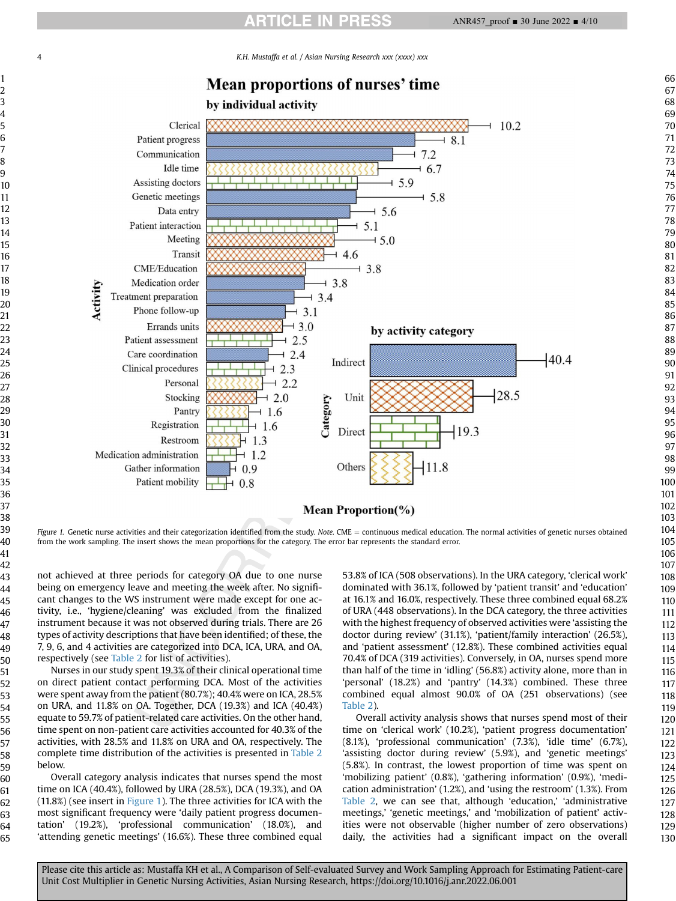**Mean proportions of nurses' time**

**by individual activity**

| Activity | Mean Proportion (%) |
|---|---|
| Clerical | 10.2 |
| Patient progress | 8.1 |
| Communication | 7.2 |
| Idle time | 6.7 |
| Assisting doctors | 5.9 |
| Genetic meetings | 5.8 |
| Data entry | 5.6 |
| Patient interaction | 5.1 |
| Meeting | 5.0 |
| Transit | 4.6 |
| CME/Education | 3.8 |
| Medication order | 3.8 |
| Treatment preparation | 3.4 |
| Phone follow-up | 3.1 |
| Errands units | 3.0 |
| Patient assessment | 2.5 |
| Care coordination | 2.4 |
| Clinical procedures | 2.3 |
| Personal | 2.2 |
| Stocking | 2.0 |
| Pantry | 1.6 |
| Registration | 1.6 |
| Restroom | 1.3 |
| Medication administration | 1.2 |
| Gather information | 0.9 |
| Patient mobility | 0.8 |

**by activity category**

| Category | Mean Proportion (%) |
|---|---|
| Indirect | 40.4 |
| Unit | 28.5 |
| Direct | 19.3 |
| Others | 11.8 |

*Figure 1.* Genetic nurse activities and their categorization identified from the study. *Note.* CME = continuous medical education. The normal activities of genetic nurses obtained from the work sampling. The insert shows the mean proportions for the category. The error bar represents the standard error.

not achieved at three periods for category OA due to one nurse being on emergency leave and meeting the week after. No significant changes to the WS instrument were made except for one activity, i.e., 'hygiene/cleaning' was excluded from the finalized instrument because it was not observed during trials. There are 26 types of activity descriptions that have been identified; of these, the 7, 9, 6, and 4 activities are categorized into DCA, ICA, URA, and OA, respectively (see Table 2 for list of activities).

Nurses in our study spent 19.3% of their clinical operational time on direct patient contact performing DCA. Most of the activities were spent away from the patient (80.7%); 40.4% were on ICA, 28.5% on URA, and 11.8% on OA. Together, DCA (19.3%) and ICA (40.4%) equate to 59.7% of patient-related care activities. On the other hand, time spent on non-patient care activities accounted for 40.3% of the activities, with 28.5% and 11.8% on URA and OA, respectively. The complete time distribution of the activities is presented in Table 2 below.

Overall category analysis indicates that nurses spend the most time on ICA (40.4%), followed by URA (28.5%), DCA (19.3%), and OA (11.8%) (see insert in Figure 1). The three activities for ICA with the most significant frequency were daily patient progress documentation' (19.2%), 'professional communication' (18.0%), and 'attending genetic meetings' (16.6%). These three combined equal 53.8% of ICA (508 observations). In the URA category, 'clerical work' dominated with 36.1%, followed by 'patient transit' and 'education' at 16.1% and 16.0%, respectively. These three combined equal 68.2% of URA (448 observations). In the DCA category, the three activities with the highest frequency of observed activities were 'assisting the doctor during review' (31.1%), 'patient/family interaction' (26.5%), and 'patient assessment' (12.8%). These combined activities equal 70.4% of DCA (319 activities). Conversely, in OA, nurses spend more than half of the time in 'idling' (56.8%) activity alone, more than in 'personal' (18.2%) and 'pantry' (14.3%) combined. These three combined equal almost 90.0% of OA (251 observations) (see Table 2).

Overall activity analysis shows that nurses spend most of their time on 'clerical work' (10.2%), 'patient progress documentation' (8.1%), 'professional communication' (7.3%), 'idle time' (6.7%), 'assisting doctor during review' (5.9%), and 'genetic meetings' (5.8%). In contrast, the lowest proportion of time was spent on 'mobilizing patient' (0.8%), 'gathering information' (0.9%), 'medication administration' (1.2%), and 'using the restroom' (1.3%). From Table 2, we can see that, although 'education,' 'administrative meetings,' 'genetic meetings,' and 'mobilization of patient' activities were not observable (higher number of zero observations) daily, the activities had a significant impact on the overall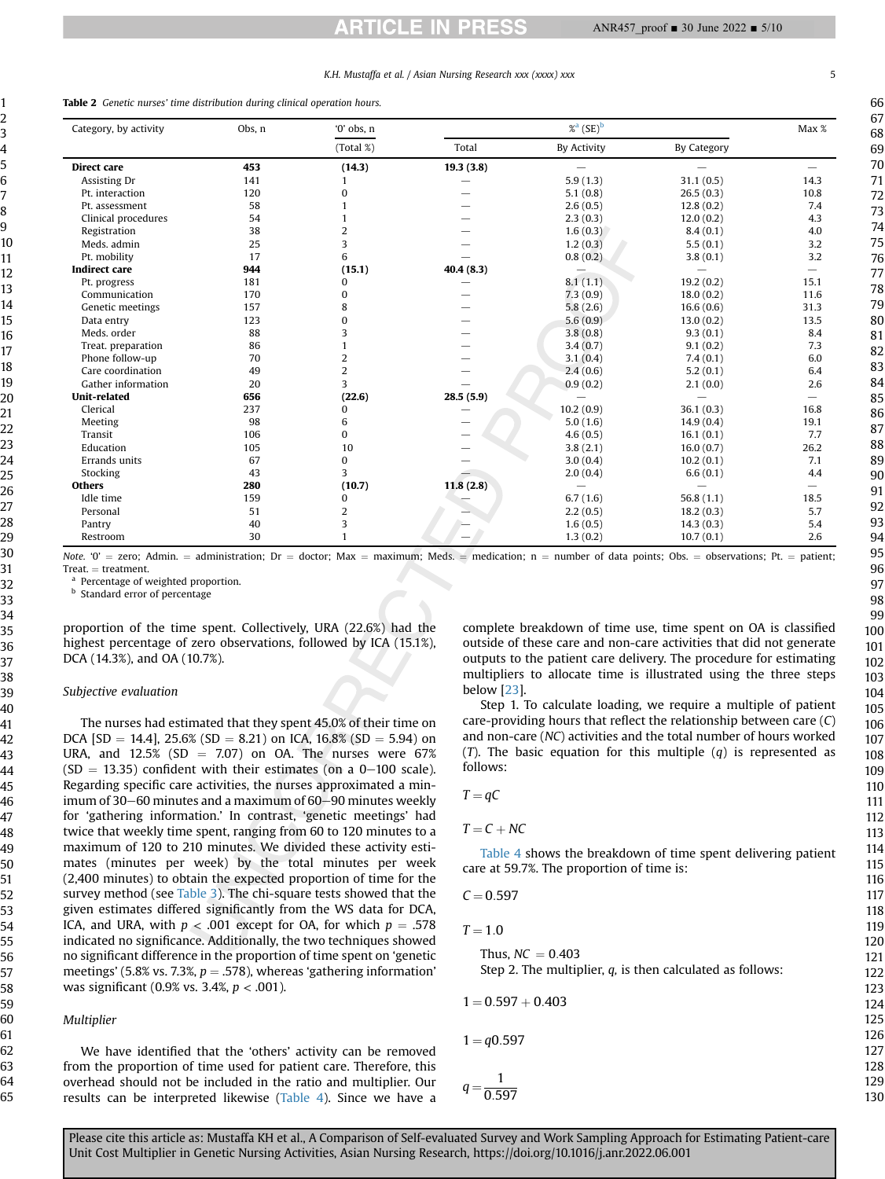**Table 2** *Genetic nurses' time distribution during clinical operation hours.*

| Category, by activity | Obs, n | '0' obs, n | %[a] (SE)[b] | | | Max % |
|---|---|---|---|---|---|---|
| | | (Total %) | Total | By Activity | By Category | |
| **Direct care** | **453** | **(14.3)** | **19.3 (3.8)** | — | — | — |
| Assisting Dr | 141 | 1 | — | 5.9 (1.3) | 31.1 (0.5) | 14.3 |
| Pt. interaction | 120 | 0 | — | 5.1 (0.8) | 26.5 (0.3) | 10.8 |
| Pt. assessment | 58 | 1 | — | 2.6 (0.5) | 12.8 (0.2) | 7.4 |
| Clinical procedures | 54 | 1 | — | 2.3 (0.3) | 12.0 (0.2) | 4.3 |
| Registration | 38 | 2 | — | 1.6 (0.3) | 8.4 (0.1) | 4.0 |
| Meds. admin | 25 | 3 | — | 1.2 (0.3) | 5.5 (0.1) | 3.2 |
| Pt. mobility | 17 | 6 | — | 0.8 (0.2) | 3.8 (0.1) | 3.2 |
| **Indirect care** | **944** | **(15.1)** | **40.4 (8.3)** | — | — | — |
| Pt. progress | 181 | 0 | — | 8.1 (1.1) | 19.2 (0.2) | 15.1 |
| Communication | 170 | 0 | — | 7.3 (0.9) | 18.0 (0.2) | 11.6 |
| Genetic meetings | 157 | 8 | — | 5.8 (2.6) | 16.6 (0.6) | 31.3 |
| Data entry | 123 | 0 | — | 5.6 (0.9) | 13.0 (0.2) | 13.5 |
| Meds. order | 88 | 3 | — | 3.8 (0.8) | 9.3 (0.1) | 8.4 |
| Treat. preparation | 86 | 1 | — | 3.4 (0.7) | 9.1 (0.2) | 7.3 |
| Phone follow-up | 70 | 2 | — | 3.1 (0.4) | 7.4 (0.1) | 6.0 |
| Care coordination | 49 | 2 | — | 2.4 (0.6) | 5.2 (0.1) | 6.4 |
| Gather information | 20 | 3 | — | 0.9 (0.2) | 2.1 (0.0) | 2.6 |
| **Unit-related** | **656** | **(22.6)** | **28.5 (5.9)** | — | — | — |
| Clerical | 237 | 0 | — | 10.2 (0.9) | 36.1 (0.3) | 16.8 |
| Meeting | 98 | 6 | — | 5.0 (1.6) | 14.9 (0.4) | 19.1 |
| Transit | 106 | 0 | — | 4.6 (0.5) | 16.1 (0.1) | 7.7 |
| Education | 105 | 10 | — | 3.8 (2.1) | 16.0 (0.7) | 26.2 |
| Errands units | 67 | 0 | — | 3.0 (0.4) | 10.2 (0.1) | 7.1 |
| Stocking | 43 | 3 | — | 2.0 (0.4) | 6.6 (0.1) | 4.4 |
| **Others** | **280** | **(10.7)** | **11.8 (2.8)** | — | — | — |
| Idle time | 159 | 0 | — | 6.7 (1.6) | 56.8 (1.1) | 18.5 |
| Personal | 51 | 2 | — | 2.2 (0.5) | 18.2 (0.3) | 5.7 |
| Pantry | 40 | 3 | — | 1.6 (0.5) | 14.3 (0.3) | 5.4 |
| Restroom | 30 | 1 | — | 1.3 (0.2) | 10.7 (0.1) | 2.6 |

*Note.* '0' = zero; Admin. = administration; Dr = doctor; Max = maximum; Meds. = medication; n = number of data points; Obs. = observations; Pt. = patient; Treat. = treatment.
[a] Percentage of weighted proportion.
[b] Standard error of percentage

proportion of the time spent. Collectively, URA (22.6%) had the highest percentage of zero observations, followed by ICA (15.1%), DCA (14.3%), and OA (10.7%).

### Subjective evaluation

The nurses had estimated that they spent 45.0% of their time on DCA [SD = 14.4], 25.6% (SD = 8.21) on ICA, 16.8% (SD = 5.94) on URA, and 12.5% (SD = 7.07) on OA. The nurses were 67% (SD = 13.35) confident with their estimates (on a 0–100 scale). Regarding specific care activities, the nurses approximated a minimum of 30–60 minutes and a maximum of 60–90 minutes weekly for 'gathering information.' In contrast, 'genetic meetings' had twice that weekly time spent, ranging from 60 to 120 minutes to a maximum of 120 to 210 minutes. We divided these activity estimates (minutes per week) by the total minutes per week (2,400 minutes) to obtain the expected proportion of time for the survey method (see Table 3). The chi-square tests showed that the given estimates differed significantly from the WS data for DCA, ICA, and URA, with $p < .001$ except for OA, for which $p = .578$ indicated no significance. Additionally, the two techniques showed no significant difference in the proportion of time spent on 'genetic meetings' (5.8% vs. 7.3%, $p = .578$), whereas 'gathering information' was significant (0.9% vs. 3.4%, $p < .001$).

### Multiplier

We have identified that the 'others' activity can be removed from the proportion of time used for patient care. Therefore, this overhead should not be included in the ratio and multiplier. Our results can be interpreted likewise (Table 4). Since we have a complete breakdown of time use, time spent on OA is classified outside of these care and non-care activities that did not generate outputs to the patient care delivery. The procedure for estimating multipliers to allocate time is illustrated using the three steps below [23].

Step 1. To calculate loading, we require a multiple of patient care-providing hours that reflect the relationship between care ($C$) and non-care ($NC$) activities and the total number of hours worked ($T$). The basic equation for this multiple ($q$) is represented as follows:

$$T = qC$$

$$T = C + NC$$

Table 4 shows the breakdown of time spent delivering patient care at 59.7%. The proportion of time is:

$$C = 0.597$$

$$T = 1.0$$

Thus, $NC = 0.403$

Step 2. The multiplier, $q$, is then calculated as follows:

$$1 = 0.597 + 0.403$$

$$1 = q0.597$$

$$q = \frac{1}{0.597}$$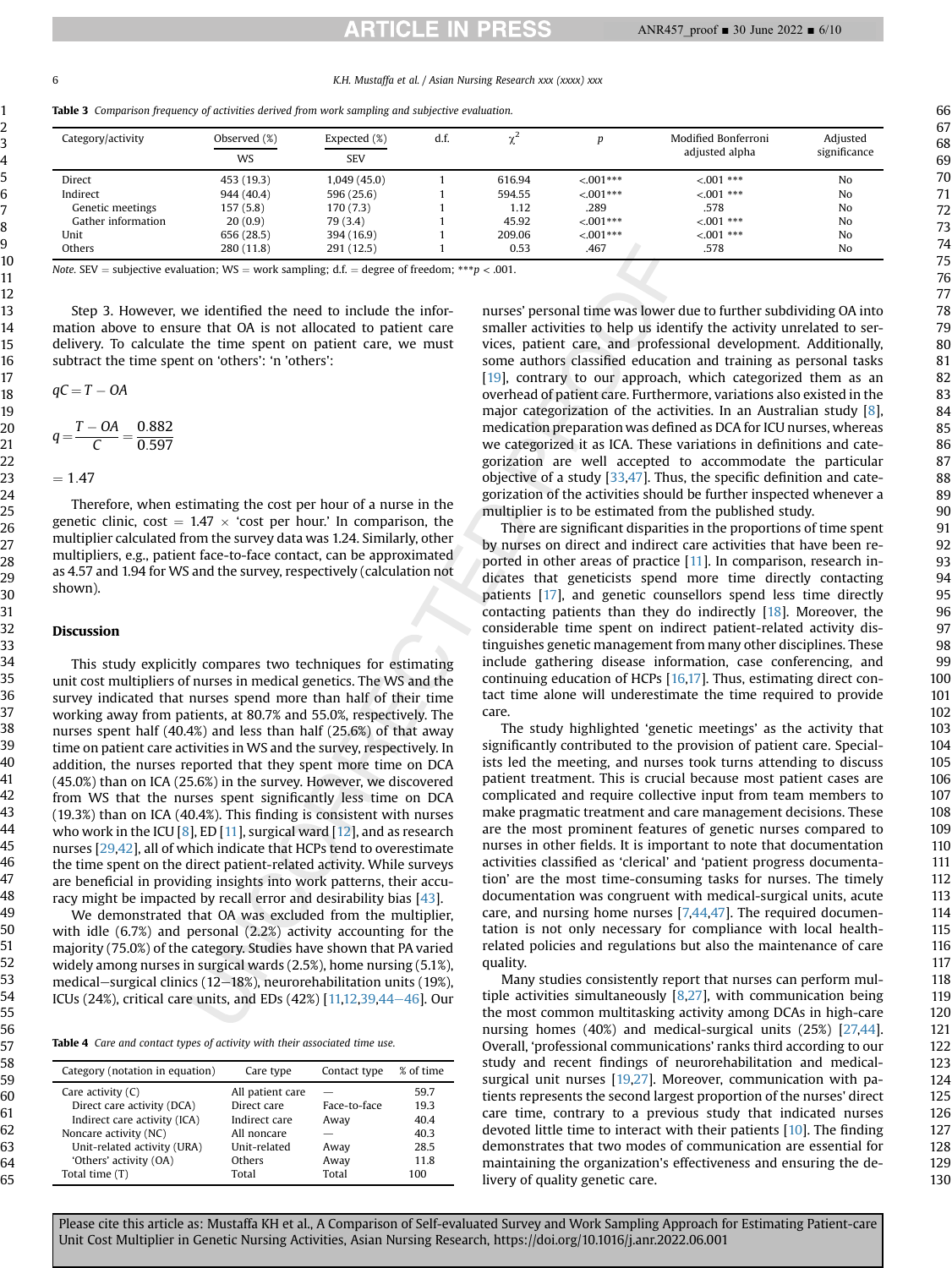Table 3 *Comparison frequency of activities derived from work sampling and subjective evaluation.*

| Category/activity | Observed (%) WS | Expected (%) SEV | d.f. | $\chi^2$ | *p* | Modified Bonferroni adjusted alpha | Adjusted significance |
|---|---|---|---|---|---|---|---|
| Direct | 453 (19.3) | 1,049 (45.0) | 1 | 616.94 | <.001*** | <.001 *** | No |
| Indirect | 944 (40.4) | 596 (25.6) | 1 | 594.55 | <.001*** | <.001 *** | No |
| Genetic meetings | 157 (5.8) | 170 (7.3) | 1 | 1.12 | .289 | .578 | No |
| Gather information | 20 (0.9) | 79 (3.4) | 1 | 45.92 | <.001*** | <.001 *** | No |
| Unit | 656 (28.5) | 394 (16.9) | 1 | 209.06 | <.001*** | <.001 *** | No |
| Others | 280 (11.8) | 291 (12.5) | 1 | 0.53 | .467 | .578 | No |

*Note.* SEV = subjective evaluation; WS = work sampling; d.f. = degree of freedom; ***$p < .001$.

Step 3. However, we identified the need to include the information above to ensure that OA is not allocated to patient care delivery. To calculate the time spent on patient care, we must subtract the time spent on 'others': 'n 'others':

$$qC = T - OA$$

$$q = \frac{T - OA}{C} = \frac{0.882}{0.597}$$

$$= 1.47$$

Therefore, when estimating the cost per hour of a nurse in the genetic clinic, cost = 1.47 × 'cost per hour.' In comparison, the multiplier calculated from the survey data was 1.24. Similarly, other multipliers, e.g., patient face-to-face contact, can be approximated as 4.57 and 1.94 for WS and the survey, respectively (calculation not shown).

## Discussion

This study explicitly compares two techniques for estimating unit cost multipliers of nurses in medical genetics. The WS and the survey indicated that nurses spend more than half of their time working away from patients, at 80.7% and 55.0%, respectively. The nurses spent half (40.4%) and less than half (25.6%) of that away time on patient care activities in WS and the survey, respectively. In addition, the nurses reported that they spent more time on DCA (45.0%) than on ICA (25.6%) in the survey. However, we discovered from WS that the nurses spent significantly less time on DCA (19.3%) than on ICA (40.4%). This finding is consistent with nurses who work in the ICU [8], ED [11], surgical ward [12], and as research nurses [29,42], all of which indicate that HCPs tend to overestimate the time spent on the direct patient-related activity. While surveys are beneficial in providing insights into work patterns, their accuracy might be impacted by recall error and desirability bias [43].

We demonstrated that OA was excluded from the multiplier, with idle (6.7%) and personal (2.2%) activity accounting for the majority (75.0%) of the category. Studies have shown that PA varied widely among nurses in surgical wards (2.5%), home nursing (5.1%), medical–surgical clinics (12–18%), neurorehabilitation units (19%), ICUs (24%), critical care units, and EDs (42%) [11,12,39,44–46]. Our nurses' personal time was lower due to further subdividing OA into smaller activities to help us identify the activity unrelated to services, patient care, and professional development. Additionally, some authors classified education and training as personal tasks [19], contrary to our approach, which categorized them as an overhead of patient care. Furthermore, variations also existed in the major categorization of the activities. In an Australian study [8], medication preparation was defined as DCA for ICU nurses, whereas we categorized it as ICA. These variations in definitions and categorization are well accepted to accommodate the particular objective of a study [33,47]. Thus, the specific definition and categorization of the activities should be further inspected whenever a multiplier is to be estimated from the published study.

There are significant disparities in the proportions of time spent by nurses on direct and indirect care activities that have been reported in other areas of practice [11]. In comparison, research indicates that geneticists spend more time directly contacting patients [17], and genetic counsellors spend less time directly contacting patients than they do indirectly [18]. Moreover, the considerable time spent on indirect patient-related activity distinguishes genetic management from many other disciplines. These include gathering disease information, case conferencing, and continuing education of HCPs [16,17]. Thus, estimating direct contact time alone will underestimate the time required to provide care.

The study highlighted 'genetic meetings' as the activity that significantly contributed to the provision of patient care. Specialists led the meeting, and nurses took turns attending to discuss patient treatment. This is crucial because most patient cases are complicated and require collective input from team members to make pragmatic treatment and care management decisions. These are the most prominent features of genetic nurses compared to nurses in other fields. It is important to note that documentation activities classified as 'clerical' and 'patient progress documentation' are the most time-consuming tasks for nurses. The timely documentation was congruent with medical-surgical units, acute care, and nursing home nurses [7,44,47]. The required documentation is not only necessary for compliance with local health-related policies and regulations but also the maintenance of care quality.

Many studies consistently report that nurses can perform multiple activities simultaneously [8,27], with communication being the most common multitasking activity among DCAs in high-care nursing homes (40%) and medical-surgical units (25%) [27,44]. Overall, 'professional communications' ranks third according to our study and recent findings of neurorehabilitation and medical-surgical unit nurses [19,27]. Moreover, communication with patients represents the second largest proportion of the nurses' direct care time, contrary to a previous study that indicated nurses devoted little time to interact with their patients [10]. The finding demonstrates that two modes of communication are essential for maintaining the organization's effectiveness and ensuring the delivery of quality genetic care.

Table 4 *Care and contact types of activity with their associated time use.*

| Category (notation in equation) | Care type | Contact type | % of time |
|---|---|---|---|
| Care activity (C) | All patient care | — | 59.7 |
| Direct care activity (DCA) | Direct care | Face-to-face | 19.3 |
| Indirect care activity (ICA) | Indirect care | Away | 40.4 |
| Noncare activity (NC) | All noncare | — | 40.3 |
| Unit-related activity (URA) | Unit-related | Away | 28.5 |
| 'Others' activity (OA) | Others | Away | 11.8 |
| Total time (T) | Total | Total | 100 |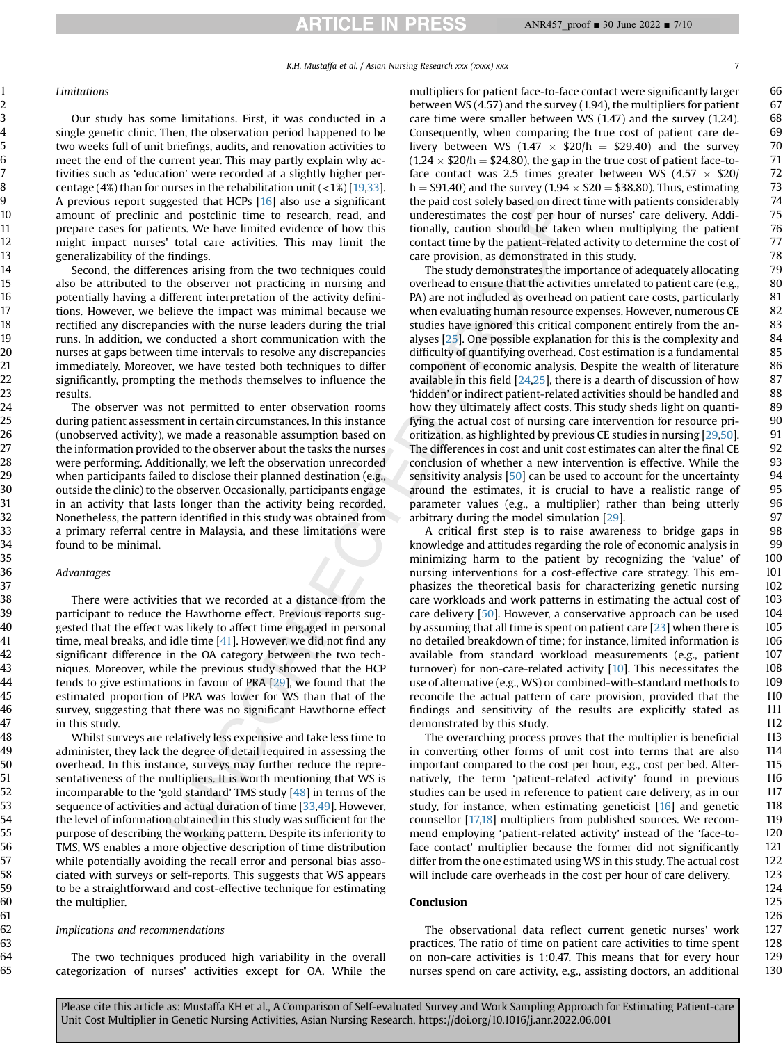### Limitations

Our study has some limitations. First, it was conducted in a single genetic clinic. Then, the observation period happened to be two weeks full of unit briefings, audits, and renovation activities to meet the end of the current year. This may partly explain why activities such as 'education' were recorded at a slightly higher percentage (4%) than for nurses in the rehabilitation unit (<1%) [19,33]. A previous report suggested that HCPs [16] also use a significant amount of preclinic and postclinic time to research, read, and prepare cases for patients. We have limited evidence of how this might impact nurses' total care activities. This may limit the generalizability of the findings.

Second, the differences arising from the two techniques could also be attributed to the observer not practicing in nursing and potentially having a different interpretation of the activity definitions. However, we believe the impact was minimal because we rectified any discrepancies with the nurse leaders during the trial runs. In addition, we conducted a short communication with the nurses at gaps between time intervals to resolve any discrepancies immediately. Moreover, we have tested both techniques to differ significantly, prompting the methods themselves to influence the results.

The observer was not permitted to enter observation rooms during patient assessment in certain circumstances. In this instance (unobserved activity), we made a reasonable assumption based on the information provided to the observer about the tasks the nurses were performing. Additionally, we left the observation unrecorded when participants failed to disclose their planned destination (e.g., outside the clinic) to the observer. Occasionally, participants engage in an activity that lasts longer than the activity being recorded. Nonetheless, the pattern identified in this study was obtained from a primary referral centre in Malaysia, and these limitations were found to be minimal.

### Advantages

There were activities that we recorded at a distance from the participant to reduce the Hawthorne effect. Previous reports suggested that the effect was likely to affect time engaged in personal time, meal breaks, and idle time [41]. However, we did not find any significant difference in the OA category between the two techniques. Moreover, while the previous study showed that the HCP tends to give estimations in favour of PRA [29], we found that the estimated proportion of PRA was lower for WS than that of the survey, suggesting that there was no significant Hawthorne effect in this study.

Whilst surveys are relatively less expensive and take less time to administer, they lack the degree of detail required in assessing the overhead. In this instance, surveys may further reduce the representativeness of the multipliers. It is worth mentioning that WS is incomparable to the 'gold standard' TMS study [48] in terms of the sequence of activities and actual duration of time [33,49]. However, the level of information obtained in this study was sufficient for the purpose of describing the working pattern. Despite its inferiority to TMS, WS enables a more objective description of time distribution while potentially avoiding the recall error and personal bias associated with surveys or self-reports. This suggests that WS appears to be a straightforward and cost-effective technique for estimating the multiplier.

### Implications and recommendations

The two techniques produced high variability in the overall categorization of nurses' activities except for OA. While the multipliers for patient face-to-face contact were significantly larger between WS (4.57) and the survey (1.94), the multipliers for patient care time were smaller between WS (1.47) and the survey (1.24). Consequently, when comparing the true cost of patient care delivery between WS (1.47 × \$20/h = \$29.40) and the survey (1.24 × \$20/h = \$24.80), the gap in the true cost of patient face-to-face contact was 2.5 times greater between WS (4.57 × \$20/h = \$91.40) and the survey (1.94 × \$20 = \$38.80). Thus, estimating the paid cost solely based on direct time with patients considerably underestimates the cost per hour of nurses' care delivery. Additionally, caution should be taken when multiplying the patient contact time by the patient-related activity to determine the cost of care provision, as demonstrated in this study.

The study demonstrates the importance of adequately allocating overhead to ensure that the activities unrelated to patient care (e.g., PA) are not included as overhead on patient care costs, particularly when evaluating human resource expenses. However, numerous CE studies have ignored this critical component entirely from the analyses [25]. One possible explanation for this is the complexity and difficulty of quantifying overhead. Cost estimation is a fundamental component of economic analysis. Despite the wealth of literature available in this field [24,25], there is a dearth of discussion of how 'hidden' or indirect patient-related activities should be handled and how they ultimately affect costs. This study sheds light on quantifying the actual cost of nursing care intervention for resource prioritization, as highlighted by previous CE studies in nursing [29,50]. The differences in cost and unit cost estimates can alter the final CE conclusion of whether a new intervention is effective. While the sensitivity analysis [50] can be used to account for the uncertainty around the estimates, it is crucial to have a realistic range of parameter values (e.g., a multiplier) rather than being utterly arbitrary during the model simulation [29].

A critical first step is to raise awareness to bridge gaps in knowledge and attitudes regarding the role of economic analysis in minimizing harm to the patient by recognizing the 'value' of nursing interventions for a cost-effective care strategy. This emphasizes the theoretical basis for characterizing genetic nursing care workloads and work patterns in estimating the actual cost of care delivery [50]. However, a conservative approach can be used by assuming that all time is spent on patient care [23] when there is no detailed breakdown of time; for instance, limited information is available from standard workload measurements (e.g., patient turnover) for non-care-related activity [10]. This necessitates the use of alternative (e.g., WS) or combined-with-standard methods to reconcile the actual pattern of care provision, provided that the findings and sensitivity of the results are explicitly stated as demonstrated by this study.

The overarching process proves that the multiplier is beneficial in converting other forms of unit cost into terms that are also important compared to the cost per hour, e.g., cost per bed. Alternatively, the term 'patient-related activity' found in previous studies can be used in reference to patient care delivery, as in our study, for instance, when estimating geneticist [16] and genetic counsellor [17,18] multipliers from published sources. We recommend employing 'patient-related activity' instead of the 'face-to-face contact' multiplier because the former did not significantly differ from the one estimated using WS in this study. The actual cost will include care overheads in the cost per hour of care delivery.

## Conclusion

The observational data reflect current genetic nurses' work practices. The ratio of time on patient care activities to time spent on non-care activities is 1:0.47. This means that for every hour nurses spend on care activity, e.g., assisting doctors, an additional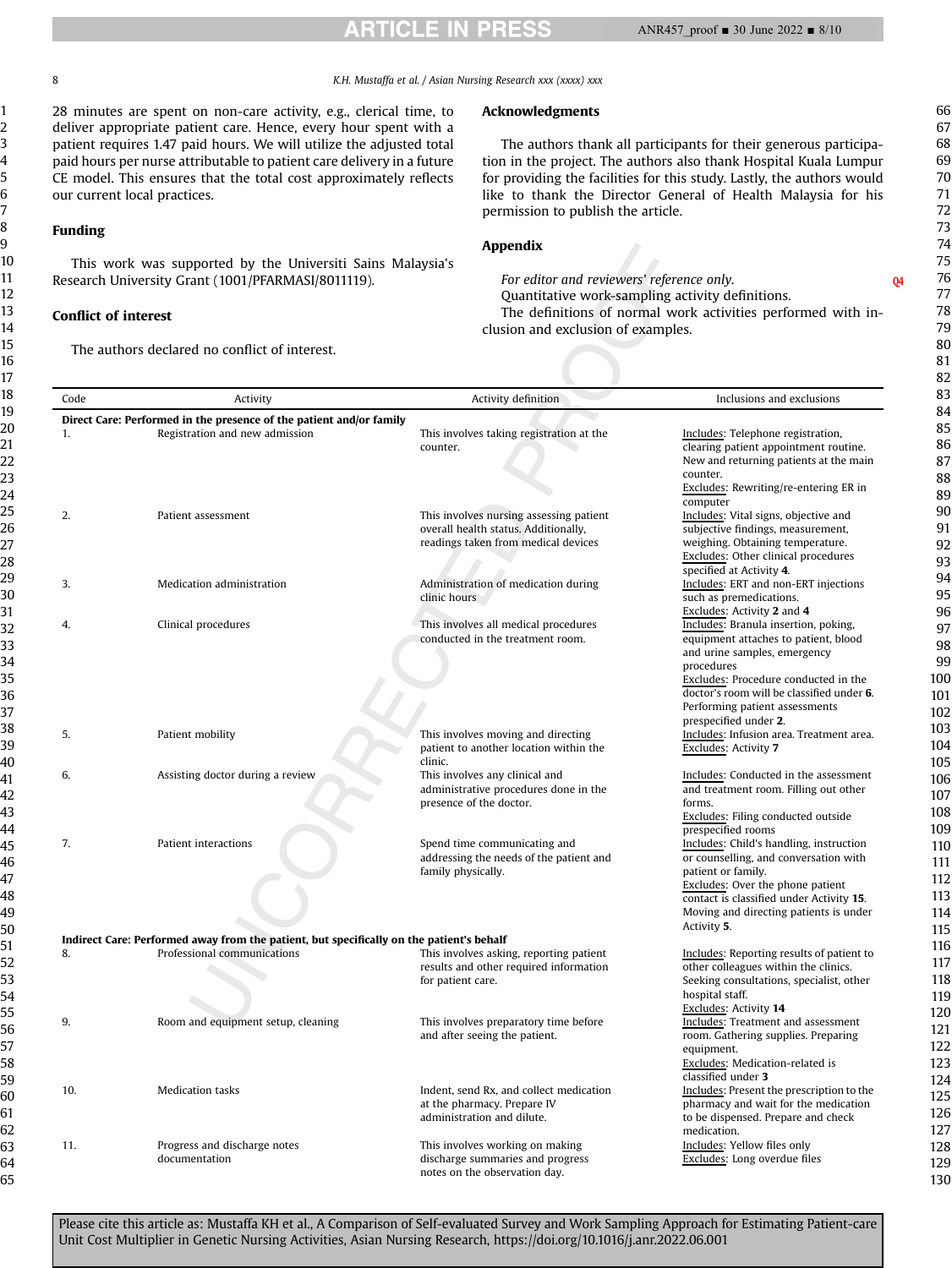28 minutes are spent on non-care activity, e.g., clerical time, to deliver appropriate patient care. Hence, every hour spent with a patient requires 1.47 paid hours. We will utilize the adjusted total paid hours per nurse attributable to patient care delivery in a future CE model. This ensures that the total cost approximately reflects our current local practices.

## Funding

This work was supported by the Universiti Sains Malaysia's Research University Grant (1001/PFARMASI/8011119).

## Conflict of interest

The authors declared no conflict of interest.

## Acknowledgments

The authors thank all participants for their generous participation in the project. The authors also thank Hospital Kuala Lumpur for providing the facilities for this study. Lastly, the authors would like to thank the Director General of Health Malaysia for his permission to publish the article.

## Appendix

*For editor and reviewers' reference only.*

Quantitative work-sampling activity definitions.

The definitions of normal work activities performed with inclusion and exclusion of examples.

| Code | Activity | Activity definition | Inclusions and exclusions |
|---|---|---|---|
| **Direct Care: Performed in the presence of the patient and/or family** | | | |
| 1. | Registration and new admission | This involves taking registration at the counter. | Includes: Telephone registration, clearing patient appointment routine. New and returning patients at the main counter. Excludes: Rewriting/re-entering ER in computer |
| 2. | Patient assessment | This involves nursing assessing patient overall health status. Additionally, readings taken from medical devices | Includes: Vital signs, objective and subjective findings, measurement, weighing. Obtaining temperature. Excludes: Other clinical procedures specified at Activity **4**. |
| 3. | Medication administration | Administration of medication during clinic hours | Includes: ERT and non-ERT injections such as premedications. Excludes: Activity **2** and **4** |
| 4. | Clinical procedures | This involves all medical procedures conducted in the treatment room. | Includes: Branula insertion, poking, equipment attaches to patient, blood and urine samples, emergency procedures Excludes: Procedure conducted in the doctor's room will be classified under **6**. Performing patient assessments prespecified under **2**. |
| 5. | Patient mobility | This involves moving and directing patient to another location within the clinic. | Includes: Infusion area. Treatment area. Excludes: Activity **7** |
| 6. | Assisting doctor during a review | This involves any clinical and administrative procedures done in the presence of the doctor. | Includes: Conducted in the assessment and treatment room. Filling out other forms. Excludes: Filing conducted outside prespecified rooms |
| 7. | Patient interactions | Spend time communicating and addressing the needs of the patient and family physically. | Includes: Child's handling, instruction or counselling, and conversation with patient or family. Excludes: Over the phone patient contact is classified under Activity **15**. Moving and directing patients is under Activity **5**. |
| **Indirect Care: Performed away from the patient, but specifically on the patient's behalf** | | | |
| 8. | Professional communications | This involves asking, reporting patient results and other required information for patient care. | Includes: Reporting results of patient to other colleagues within the clinics. Seeking consultations, specialist, other hospital staff. Excludes: Activity **14** |
| 9. | Room and equipment setup, cleaning | This involves preparatory time before and after seeing the patient. | Includes: Treatment and assessment room. Gathering supplies. Preparing equipment. Excludes: Medication-related is classified under **3** |
| 10. | Medication tasks | Indent, send Rx, and collect medication at the pharmacy. Prepare IV administration and dilute. | Includes: Present the prescription to the pharmacy and wait for the medication to be dispensed. Prepare and check medication. |
| 11. | Progress and discharge notes documentation | This involves working on making discharge summaries and progress notes on the observation day. | Includes: Yellow files only Excludes: Long overdue files |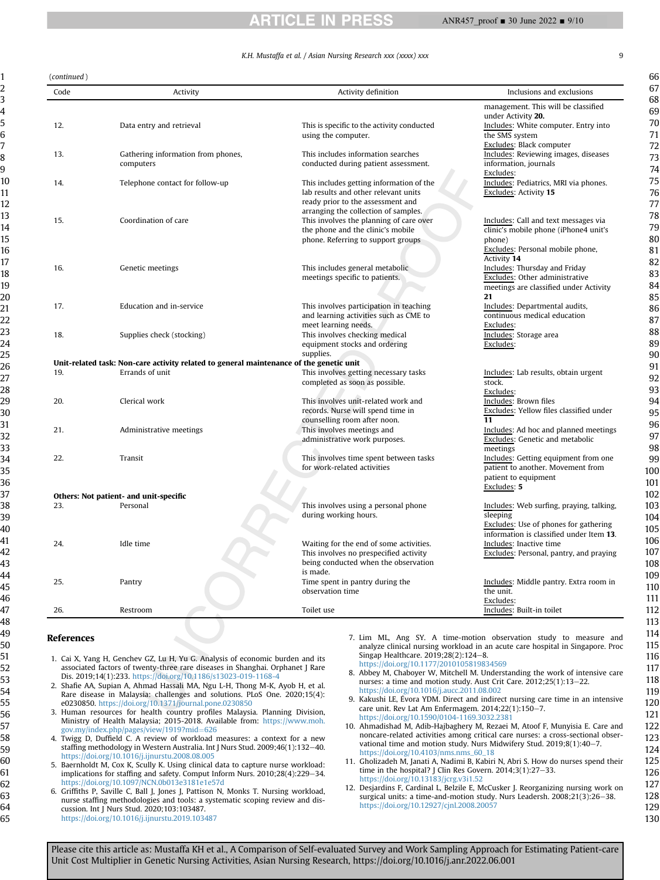(continued)

| Code | Activity | Activity definition | Inclusions and exclusions |
| --- | --- | --- | --- |
| | | | management. This will be classified under Activity **20.** |
| 12. | Data entry and retrieval | This is specific to the activity conducted using the computer. | Includes: White computer. Entry into the SMS system<br>Excludes: Black computer |
| 13. | Gathering information from phones, computers | This includes information searches conducted during patient assessment. | Includes: Reviewing images, diseases information, journals<br>Excludes: |
| 14. | Telephone contact for follow-up | This includes getting information of the lab results and other relevant units ready prior to the assessment and arranging the collection of samples. | Includes: Pediatrics, MRI via phones.<br>Excludes: Activity **15** |
| 15. | Coordination of care | This involves the planning of care over the phone and the clinic's mobile phone. Referring to support groups | Includes: Call and text messages via clinic's mobile phone (iPhone4 unit's phone)<br>Excludes: Personal mobile phone, Activity **14** |
| 16. | Genetic meetings | This includes general metabolic meetings specific to patients. | Includes: Thursday and Friday<br>Excludes: Other administrative meetings are classified under Activity **21** |
| 17. | Education and in-service | This involves participation in teaching and learning activities such as CME to meet learning needs. | Includes: Departmental audits, continuous medical education<br>Excludes: |
| 18. | Supplies check (stocking) | This involves checking medical equipment stocks and ordering supplies. | Includes: Storage area<br>Excludes: |
| **Unit-related task: Non-care activity related to general maintenance of the genetic unit** | | | |
| 19. | Errands of unit | This involves getting necessary tasks completed as soon as possible. | Includes: Lab results, obtain urgent stock.<br>Excludes: |
| 20. | Clerical work | This involves unit-related work and records. Nurse will spend time in counselling room after noon. | Includes: Brown files<br>Excludes: Yellow files classified under **11** |
| 21. | Administrative meetings | This involves meetings and administrative work purposes. | Includes: Ad hoc and planned meetings<br>Excludes: Genetic and metabolic meetings |
| 22. | Transit | This involves time spent between tasks for work-related activities | Includes: Getting equipment from one patient to another. Movement from patient to equipment<br>Excludes: **5** |
| **Others: Not patient- and unit-specific** | | | |
| 23. | Personal | This involves using a personal phone during working hours. | Includes: Web surfing, praying, talking, sleeping<br>Excludes: Use of phones for gathering information is classified under Item **13**. |
| 24. | Idle time | Waiting for the end of some activities. This involves no prespecified activity being conducted when the observation is made. | Includes: Inactive time<br>Excludes: Personal, pantry, and praying |
| 25. | Pantry | Time spent in pantry during the observation time | Includes: Middle pantry. Extra room in the unit.<br>Excludes: |
| 26. | Restroom | Toilet use | Includes: Built-in toilet |

## References

1. Cai X, Yang H, Genchev GZ, Lu H, Yu G. Analysis of economic burden and its associated factors of twenty-three rare diseases in Shanghai. Orphanet J Rare Dis. 2019;14(1):233. https://doi.org/10.1186/s13023-019-1168-4
2. Shafie AA, Supian A, Ahmad Hassali MA, Ngu L-H, Thong M-K, Ayob H, et al. Rare disease in Malaysia: challenges and solutions. PLoS One. 2020;15(4):e0230850. https://doi.org/10.1371/journal.pone.0230850
3. Human resources for health country profiles Malaysia. Planning Division, Ministry of Health Malaysia; 2015-2018. Available from: https://www.moh.gov.my/index.php/pages/view/1919?mid=626
4. Twigg D, Duffield C. A review of workload measures: a context for a new staffing methodology in Western Australia. Int J Nurs Stud. 2009;46(1):132–40. https://doi.org/10.1016/j.ijnurstu.2008.08.005
5. Baernholdt M, Cox K, Scully K. Using clinical data to capture nurse workload: implications for staffing and safety. Comput Inform Nurs. 2010;28(4):229–34. https://doi.org/10.1097/NCN.0b013e3181e1e57d
6. Griffiths P, Saville C, Ball J, Jones J, Pattison N, Monks T. Nursing workload, nurse staffing methodologies and tools: a systematic scoping review and discussion. Int J Nurs Stud. 2020;103:103487. https://doi.org/10.1016/j.ijnurstu.2019.103487
7. Lim ML, Ang SY. A time-motion observation study to measure and analyze clinical nursing workload in an acute care hospital in Singapore. Proc Singap Healthcare. 2019;28(2):124–8. https://doi.org/10.1177/2010105819834569
8. Abbey M, Chaboyer W, Mitchell M. Understanding the work of intensive care nurses: a time and motion study. Aust Crit Care. 2012;25(1):13–22. https://doi.org/10.1016/j.aucc.2011.08.002
9. Kakushi LE, Évora YDM. Direct and indirect nursing care time in an intensive care unit. Rev Lat Am Enfermagem. 2014;22(1):150–7. https://doi.org/10.1590/0104-1169.3032.2381
10. Ahmadishad M, Adib-Hajbaghery M, Rezaei M, Atoof F, Munyisia E. Care and noncare-related activities among critical care nurses: a cross-sectional observational time and motion study. Nurs Midwifery Stud. 2019;8(1):40–7. https://doi.org/10.4103/nms.nms_60_18
11. Gholizadeh M, Janati A, Nadimi B, Kabiri N, Abri S. How do nurses spend their time in the hospital? J Clin Res Govern. 2014;3(1):27–33. https://doi.org/10.13183/jcrg.v3i1.52
12. Desjardins F, Cardinal L, Belzile E, McCusker J. Reorganizing nursing work on surgical units: a time-and-motion study. Nurs Leadersh. 2008;21(3):26–38. https://doi.org/10.12927/cjnl.2008.20057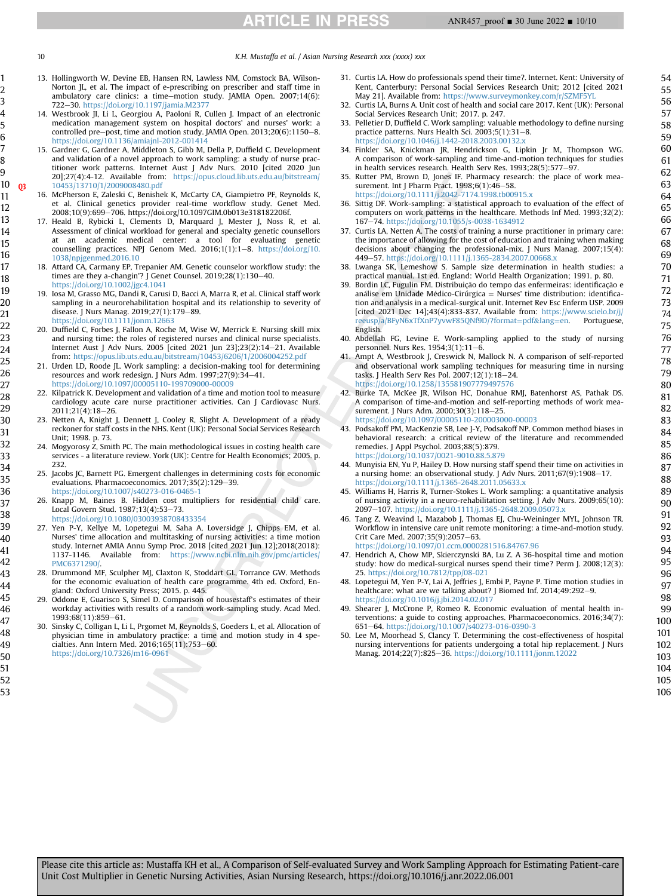13. Hollingworth W, Devine EB, Hansen RN, Lawless NM, Comstock BA, Wilson-Norton JL, et al. The impact of e-prescribing on prescriber and staff time in ambulatory care clinics: a time–motion study. JAMIA Open. 2007;14(6):722–30. https://doi.org/10.1197/jamia.M2377
14. Westbrook JI, Li L, Georgiou A, Paoloni R, Cullen J. Impact of an electronic medication management system on hospital doctors' and nurses' work: a controlled pre–post, time and motion study. JAMIA Open. 2013;20(6):1150–8. https://doi.org/10.1136/amiajnl-2012-001414
15. Gardner G, Gardner A, Middleton S, Gibb M, Della P, Duffield C. Development and validation of a novel approach to work sampling: a study of nurse practitioner work patterns. Internet Aust J Adv Nurs. 2010 [cited 2020 Jun 20];27(4):4-12. Available from: https://opus.cloud.lib.uts.edu.au/bitstream/10453/13710/1/2009008480.pdf
16. McPherson E, Zaleski C, Benishek K, McCarty CA, Giampietro PF, Reynolds K, et al. Clinical genetics provider real-time workflow study. Genet Med. 2008;10(9):699–706. https://doi.org/10.1097GIM.0b013e318182206f.
17. Heald B, Rybicki L, Clements D, Marquard J, Mester J, Noss R, et al. Assessment of clinical workload for general and specialty genetic counsellors at an academic medical center: a tool for evaluating genetic counselling practices. NPJ Genom Med. 2016;1(1):1–8. https://doi.org/10.1038/npjgenmed.2016.10
18. Attard CA, Carmany EP, Trepanier AM. Genetic counselor workflow study: the times are they a-changin'? J Genet Counsel. 2019;28(1):130–40. https://doi.org/10.1002/jgc4.1041
19. Iosa M, Grasso MG, Dandi R, Carusi D, Bacci A, Marra R, et al. Clinical staff work sampling in a neurorehabilitation hospital and its relationship to severity of disease. J Nurs Manag. 2019;27(1):179–89. https://doi.org/10.1111/jonm.12663
20. Duffield C, Forbes J, Fallon A, Roche M, Wise W, Merrick E. Nursing skill mix and nursing time: the roles of registered nurses and clinical nurse specialists. Internet Aust J Adv Nurs. 2005 [cited 2021 Jun 23];23(2):14–21. Available from: https://opus.lib.uts.edu.au/bitstream/10453/6206/1/2006004252.pdf
21. Urden LD, Roode JL. Work sampling: a decision-making tool for determining resources and work redesign. J Nurs Adm. 1997;27(9):34–41. https://doi.org/10.1097/00005110-199709000-00009
22. Kilpatrick K. Development and validation of a time and motion tool to measure cardiology acute care nurse practitioner activities. Can J Cardiovasc Nurs. 2011;21(4):18–26.
23. Netten A, Knight J, Dennett J, Cooley R, Slight A. Development of a ready reckoner for staff costs in the NHS. Kent (UK): Personal Social Services Research Unit; 1998. p. 73.
24. Mogyorosy Z, Smith PC. The main methodological issues in costing health care services - a literature review. York (UK): Centre for Health Economics; 2005. p. 232.
25. Jacobs JC, Barnett PG. Emergent challenges in determining costs for economic evaluations. Pharmacoeconomics. 2017;35(2):129–39. https://doi.org/10.1007/s40273-016-0465-1
26. Knapp M, Baines B. Hidden cost multipliers for residential child care. Local Govern Stud. 1987;13(4):53–73. https://doi.org/10.1080/03003938708433354
27. Yen P-Y, Kellye M, Lopetegui M, Saha A, Loversidge J, Chipps EM, et al. Nurses' time allocation and multitasking of nursing activities: a time motion study. Internet AMIA Annu Symp Proc. 2018 [cited 2021 Jun 12];2018(2018):1137-1146. Available from: https://www.ncbi.nlm.nih.gov/pmc/articles/PMC6371290/.
28. Drummond MF, Sculpher MJ, Claxton K, Stoddart GL, Torrance GW. Methods for the economic evaluation of health care programme. 4th ed. Oxford, England: Oxford University Press; 2015. p. 445.
29. Oddone E, Guarisco S, Simel D. Comparison of housestaff's estimates of their workday activities with results of a random work-sampling study. Acad Med. 1993;68(11):859–61.
30. Sinsky C, Colligan L, Li L, Prgomet M, Reynolds S, Goeders L, et al. Allocation of physician time in ambulatory practice: a time and motion study in 4 specialties. Ann Intern Med. 2016;165(11):753–60. https://doi.org/10.7326/m16-0961
31. Curtis LA. How do professionals spend their time?. Internet. Kent: University of Kent, Canterbury: Personal Social Services Research Unit; 2012 [cited 2021 May 21]. Available from: https://www.surveymonkey.com/r/SZMF5YL
32. Curtis LA, Burns A. Unit cost of health and social care 2017. Kent (UK): Personal Social Services Research Unit; 2017. p. 247.
33. Pelletier D, Duffield C. Work sampling: valuable methodology to define nursing practice patterns. Nurs Health Sci. 2003;5(1):31–8. https://doi.org/10.1046/j.1442-2018.2003.00132.x
34. Finkler SA, Knickman JR, Hendrickson G, Lipkin Jr M, Thompson WG. A comparison of work-sampling and time-and-motion techniques for studies in health services research. Health Serv Res. 1993;28(5):577–97.
35. Rutter PM, Brown D, Jones IF. Pharmacy research: the place of work measurement. Int J Pharm Pract. 1998;6(1):46–58. https://doi.org/10.1111/j.2042-7174.1998.tb00915.x
36. Sittig DF. Work-sampling: a statistical approach to evaluation of the effect of computers on work patterns in the healthcare. Methods Inf Med. 1993;32(2):167–74. https://doi.org/10.1055/s-0038-1634912
37. Curtis LA, Netten A. The costs of training a nurse practitioner in primary care: the importance of allowing for the cost of education and training when making decisions about changing the professional-mix. J Nurs Manag. 2007;15(4):449–57. https://doi.org/10.1111/j.1365-2834.2007.00668.x
38. Lwanga SK, Lemeshow S. Sample size determination in health studies: a practical manual. 1st ed. England: World Health Organization; 1991. p. 80.
39. Bordin LC, Fugulin FM. Distribuição do tempo das enfermeiras: identificação e análise em Unidade Médico-Cirúrgica = Nurses' time distribution: identification and analysis in a medical-surgical unit. Internet Rev Esc Enferm USP. 2009 [cited 2021 Dec 14];43(4):833-837. Available from: https://www.scielo.br/j/reeusp/a/BFyN6xTfXnP7yvwF85QNf9D/?format=pdf&lang=en. Portuguese, English.
40. Abdellah FG, Levine E. Work-sampling applied to the study of nursing personnel. Nurs Res. 1954;3(1):11–6.
41. Ampt A, Westbrook J, Creswick N, Mallock N. A comparison of self-reported and observational work sampling techniques for measuring time in nursing tasks. J Health Serv Res Pol. 2007;12(1):18–24. https://doi.org/10.1258/135581907779497576
42. Burke TA, McKee JR, Wilson HC, Donahue RMJ, Batenhorst AS, Pathak DS. A comparison of time-and-motion and self-reporting methods of work measurement. J Nurs Adm. 2000;30(3):118–25. https://doi.org/10.1097/00005110-200003000-00003
43. Podsakoff PM, MacKenzie SB, Lee J-Y, Podsakoff NP. Common method biases in behavioral research: a critical review of the literature and recommended remedies. J Appl Psychol. 2003;88(5):879. https://doi.org/10.1037/0021-9010.88.5.879
44. Munyisia EN, Yu P, Hailey D. How nursing staff spend their time on activities in a nursing home: an observational study. J Adv Nurs. 2011;67(9):1908–17. https://doi.org/10.1111/j.1365-2648.2011.05633.x
45. Williams H, Harris R, Turner-Stokes L. Work sampling: a quantitative analysis of nursing activity in a neuro-rehabilitation setting. J Adv Nurs. 2009;65(10):2097–107. https://doi.org/10.1111/j.1365-2648.2009.05073.x
46. Tang Z, Weavind L, Mazabob J, Thomas EJ, Chu-Weininger MYL, Johnson TR. Workflow in intensive care unit remote monitoring: a time-and-motion study. Crit Care Med. 2007;35(9):2057–63. https://doi.org/10.1097/01.ccm.0000281516.84767.96
47. Hendrich A, Chow MP, Skierczynski BA, Lu Z. A 36-hospital time and motion study: how do medical-surgical nurses spend their time? Perm J. 2008;12(3):25. https://doi.org/10.7812/tpp/08-021
48. Lopetegui M, Yen P-Y, Lai A, Jeffries J, Embi P, Payne P. Time motion studies in healthcare: what are we talking about? J Biomed Inf. 2014;49:292–9. https://doi.org/10.1016/j.jbi.2014.02.017
49. Shearer J, McCrone P, Romeo R. Economic evaluation of mental health interventions: a guide to costing approaches. Pharmacoeconomics. 2016;34(7):651–64. https://doi.org/10.1007/s40273-016-0390-3
50. Lee M, Moorhead S, Clancy T. Determining the cost-effectiveness of hospital nursing interventions for patients undergoing a total hip replacement. J Nurs Manag. 2014;22(7):825–36. https://doi.org/10.1111/jonm.12022